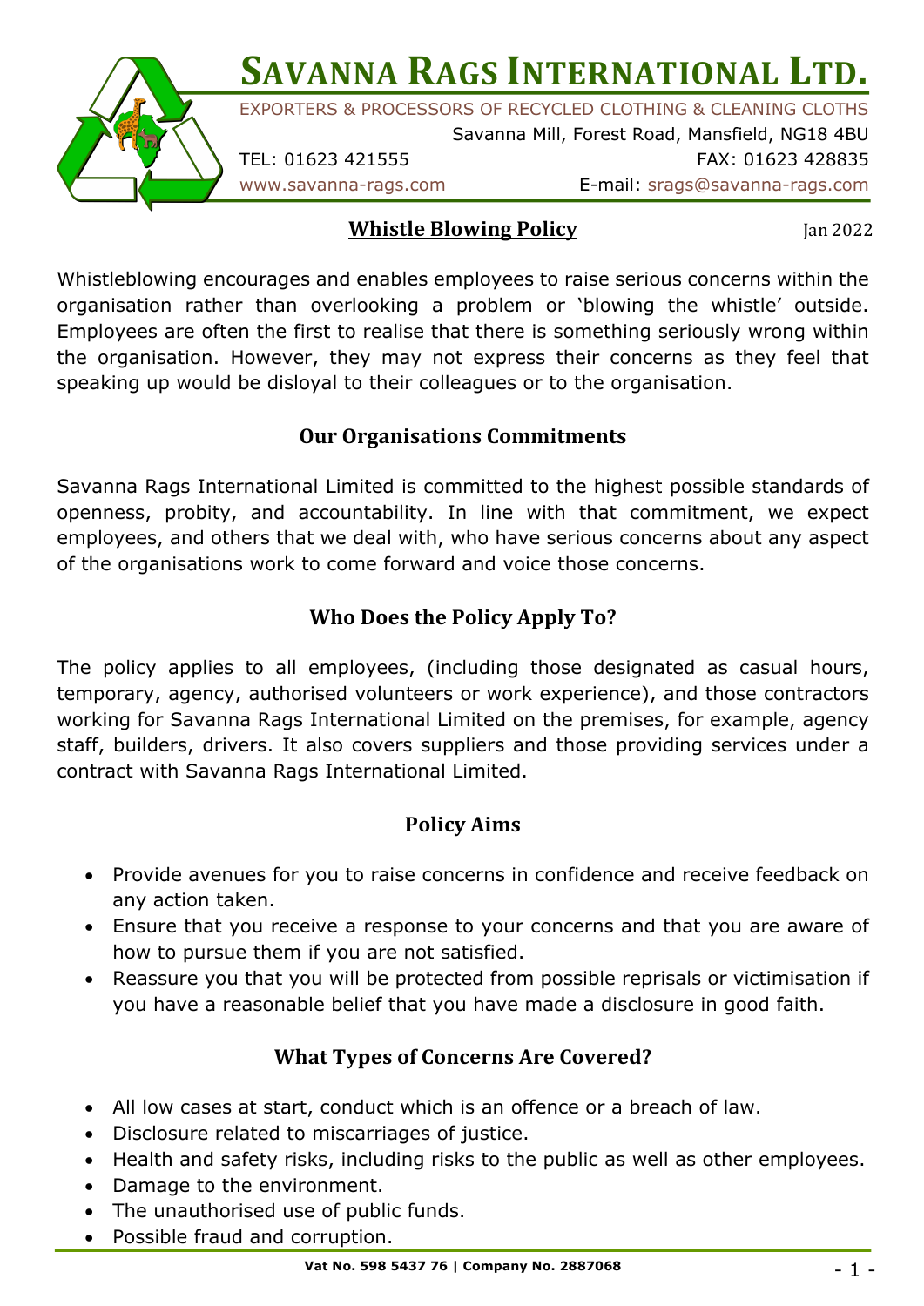# Savanna Rags International Ltd.

EXPORTERS & PROCESSORS OF RECYCLED CLOTHING & CLEANING CLOTHS

Savanna Mill, Forest Road, Mansfield, NG18 4BU

TEL: 01623 421555 FAX: 01623 428835

www.savanna-rags.com E-mail: srags@savanna-rags.com

## Whistle Blowing Policy

Jan 2022

Whistleblowing encourages and enables employees to raise serious concerns within the organisation rather than overlooking a problem or 'blowing the whistle' outside. Employees are often the first to realise that there is something seriously wrong within the organisation. However, they may not express their concerns as they feel that speaking up would be disloyal to their colleagues or to the organisation.

### Our Organisations Commitments

Savanna Rags International Limited is committed to the highest possible standards of openness, probity, and accountability. In line with that commitment, we expect employees, and others that we deal with, who have serious concerns about any aspect of the organisations work to come forward and voice those concerns.

### Who Does the Policy Apply To?

The policy applies to all employees, (including those designated as casual hours, temporary, agency, authorised volunteers or work experience), and those contractors working for Savanna Rags International Limited on the premises, for example, agency staff, builders, drivers. It also covers suppliers and those providing services under a contract with Savanna Rags International Limited.

### Policy Aims

- Provide avenues for you to raise concerns in confidence and receive feedback on any action taken.
- Ensure that you receive a response to your concerns and that you are aware of how to pursue them if you are not satisfied.
- Reassure you that you will be protected from possible reprisals or victimisation if you have a reasonable belief that you have made a disclosure in good faith.

### What Types of Concerns Are Covered?

- All low cases at start, conduct which is an offence or a breach of law.
- Disclosure related to miscarriages of justice.
- Health and safety risks, including risks to the public as well as other employees.
- Damage to the environment.
- The unauthorised use of public funds.
- Possible fraud and corruption.

Vat No. 598 5437 76 | Company No. 2887068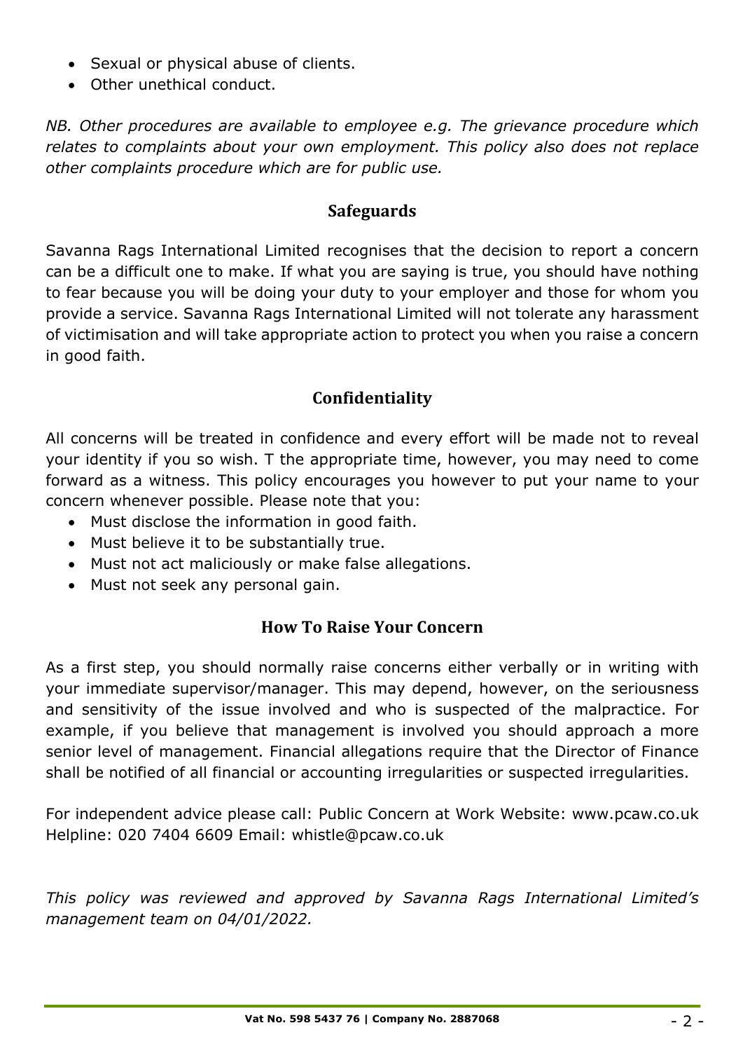- Sexual or physical abuse of clients.
- Other unethical conduct.

*NB. Other procedures are available to employee e.g. The grievance procedure which relates to complaints about your own employment. This policy also does not replace other complaints procedure which are for public use.*

## Safeguards

Savanna Rags International Limited recognises that the decision to report a concern can be a difficult one to make. If what you are saying is true, you should have nothing to fear because you will be doing your duty to your employer and those for whom you provide a service. Savanna Rags International Limited will not tolerate any harassment of victimisation and will take appropriate action to protect you when you raise a concern in good faith.

## Confidentiality

All concerns will be treated in confidence and every effort will be made not to reveal your identity if you so wish. T the appropriate time, however, you may need to come forward as a witness. This policy encourages you however to put your name to your concern whenever possible. Please note that you:

- Must disclose the information in good faith.
- Must believe it to be substantially true.
- Must not act maliciously or make false allegations.
- Must not seek any personal gain.

## How To Raise Your Concern

As a first step, you should normally raise concerns either verbally or in writing with your immediate supervisor/manager. This may depend, however, on the seriousness and sensitivity of the issue involved and who is suspected of the malpractice. For example, if you believe that management is involved you should approach a more senior level of management. Financial allegations require that the Director of Finance shall be notified of all financial or accounting irregularities or suspected irregularities.

For independent advice please call: Public Concern at Work Website: www.pcaw.co.uk Helpline: 020 7404 6609 Email: whistle@pcaw.co.uk

*This policy was reviewed and approved by Savanna Rags International Limited's management team on 04/01/2022.*

**Vat No. 598 5437 76 | Company No. 2887068**